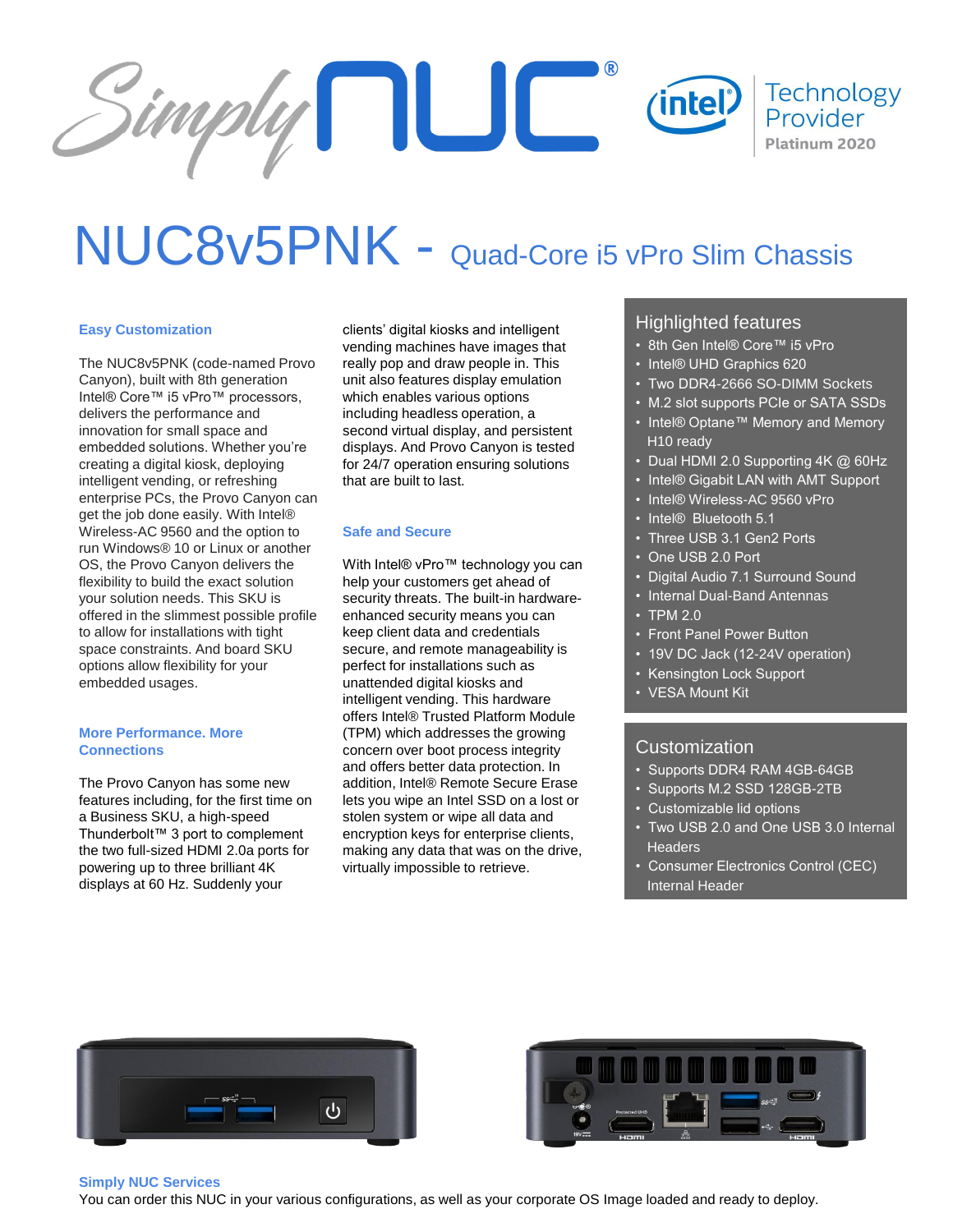# NUC8v5PNK - Quad-Core i5 vPro Slim Chassis

### Easy Customization

The NUC8v5PNK (code-named Provo Canyon), built with 8th generation Intel® Core™ i5 vPro™ processors, delivers the performance and innovation for small space and embedded solutions. Whether you're creating a digital kiosk, deploying intelligent vending, or refreshing enterprise PCs, the Provo Canyon can get the job done easily. With Intel® Wireless-AC 9560 with the option to run Windows® 10 or Linux or another OS, the Provo Canyon delivers the flexibility to build the exact solution your solution needs. This SKU is offered in the slimmest possible profile to allow for installations with tight space constraints. And board SKU options allow flexibility for your embedded usages.

### More Performance. More Connections

The Provo Canyon has some new features including, for the first time on a Business SKU, a high-speed Thunderbolt™ 3 port to complement the two full-sized HDMI 2.0a ports for powering up to three brilliant 4K displays at 60 Hz. Suddenly your clients' digital kiosks and intelligent vending machines have images that really pop and draw people in. This unit also features display emulation which enables various options including headless operation, a second virtual display, and persistent displays. And Provo Canyon is tested for 24/7 operation ensuring solutions that are built to last.

### Safe and Secure

With Intel® vPro™ technology you can help your customers get ahead of security threats. The built-in hardware-enhanced security means you can keep client data and credentials secure, and remote manageability is perfect for installations such as unattended digital kiosks and intelligent vending. This hardware offers Intel® Trusted Platform Module (TPM) which addresses the growing concern over boot process integrity and offers better data protection. In addition, Intel® Remote Secure Erase lets you wipe an Intel SSD on a lost or stolen system or wipe all data and encryption keys for enterprise clients, making any data that was on the drive, virtually impossible to retrieve.

## Highlighted features

- 8th Gen Intel® Core™ i5 vPro
- Intel® UHD Graphics 620
- Two DDR4-2666 SO-DIMM Sockets
- M.2 slot supports PCIe or SATA SSDs
- Intel® Optane™ Memory and Memory H10 ready
- Dual HDMI 2.0 Supporting 4K @ 60Hz
- Intel® Gigabit LAN with AMT Support
- Intel® Wireless-AC 9560 vPro
- Intel® Bluetooth 5.1
- Three USB 3.1 Gen2 Ports
- One USB 2.0 Port
- Digital Audio 7.1 Surround Sound
- Internal Dual-Band Antennas
- TPM 2.0
- Front Panel Power Button
- 19V DC Jack (12-24V operation)
- Kensington Lock Support
- VESA Mount Kit

## Customization

- Supports DDR4 RAM 4GB-64GB
- Supports M.2 SSD 128GB-2TB
- Customizable lid options
- Two USB 2.0 and One USB 3.0 Internal Headers
- Consumer Electronics Control (CEC) Internal Header

### Simply NUC Services

You can order this NUC in your various configurations, as well as your corporate OS Image loaded and ready to deploy.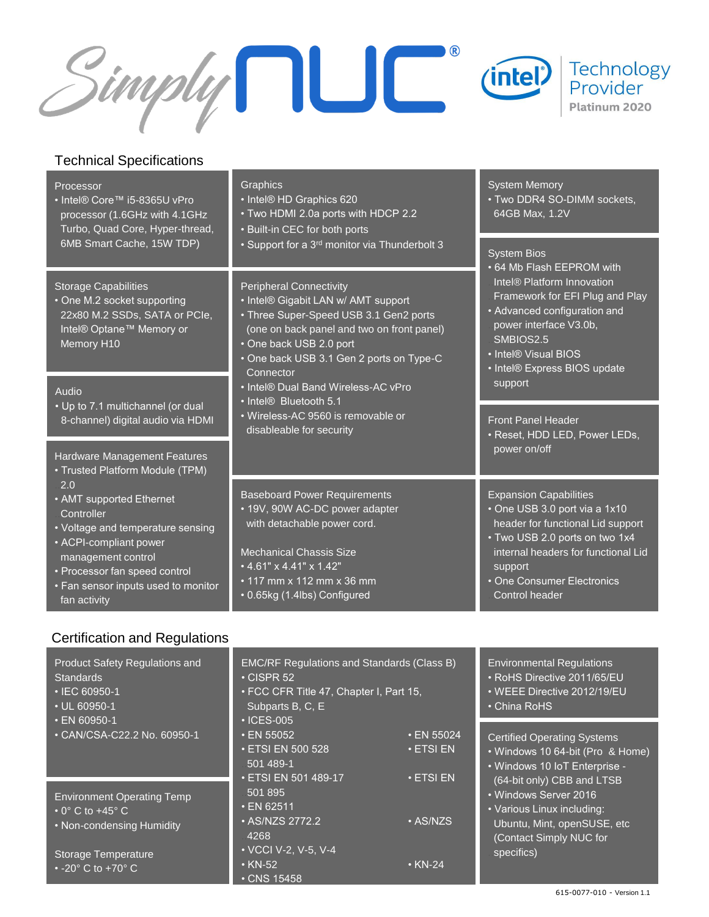## Technical Specifications

### Processor
- Intel® Core™ i5-8365U vPro processor (1.6GHz with 4.1GHz Turbo, Quad Core, Hyper-thread, 6MB Smart Cache, 15W TDP)

### Graphics
- Intel® HD Graphics 620
- Two HDMI 2.0a ports with HDCP 2.2
- Built-in CEC for both ports
- Support for a 3rd monitor via Thunderbolt 3

### System Memory
- Two DDR4 SO-DIMM sockets, 64GB Max, 1.2V

### System Bios
- 64 Mb Flash EEPROM with Intel® Platform Innovation Framework for EFI Plug and Play
- Advanced configuration and power interface V3.0b, SMBIOS2.5
- Intel® Visual BIOS
- Intel® Express BIOS update support

### Storage Capabilities
- One M.2 socket supporting 22x80 M.2 SSDs, SATA or PCIe, Intel® Optane™ Memory or Memory H10

### Peripheral Connectivity
- Intel® Gigabit LAN w/ AMT support
- Three Super-Speed USB 3.1 Gen2 ports (one on back panel and two on front panel)
- One back USB 2.0 port
- One back USB 3.1 Gen 2 ports on Type-C Connector
- Intel® Dual Band Wireless-AC vPro
- Intel® Bluetooth 5.1
- Wireless-AC 9560 is removable or disableable for security

### Audio
- Up to 7.1 multichannel (or dual 8-channel) digital audio via HDMI

### Front Panel Header
- Reset, HDD LED, Power LEDs, power on/off

### Hardware Management Features
- Trusted Platform Module (TPM) 2.0
- AMT supported Ethernet Controller
- Voltage and temperature sensing
- ACPI-compliant power management control
- Processor fan speed control
- Fan sensor inputs used to monitor fan activity

### Baseboard Power Requirements
- 19V, 90W AC-DC power adapter with detachable power cord.

### Mechanical Chassis Size
- 4.61" x 4.41" x 1.42"
- 117 mm x 112 mm x 36 mm
- 0.65kg (1.4lbs) Configured

### Expansion Capabilities
- One USB 3.0 port via a 1x10 header for functional Lid support
- Two USB 2.0 ports on two 1x4 internal headers for functional Lid support
- One Consumer Electronics Control header

## Certification and Regulations

### Product Safety Regulations and Standards
- IEC 60950-1
- UL 60950-1
- EN 60950-1
- CAN/CSA-C22.2 No. 60950-1

### EMC/RF Regulations and Standards (Class B)
- CISPR 52
- FCC CFR Title 47, Chapter I, Part 15, Subparts B, C, E
- ICES-005
- EN 55052
- EN 55024
- ETSI EN 500 528
- ETSI EN 501 489-1
- ETSI EN 501 489-17
- ETSI EN 501 895
- EN 62511
- AS/NZS 2772.2
- AS/NZS 4268
- VCCI V-2, V-5, V-4
- KN-52
- KN-24
- CNS 15458

### Environmental Regulations
- RoHS Directive 2011/65/EU
- WEEE Directive 2012/19/EU
- China RoHS

### Environment Operating Temp
- 0° C to +45° C
- Non-condensing Humidity

### Storage Temperature
- -20° C to +70° C

### Certified Operating Systems
- Windows 10 64-bit (Pro & Home)
- Windows 10 IoT Enterprise - (64-bit only) CBB and LTSB
- Windows Server 2016
- Various Linux including: Ubuntu, Mint, openSUSE, etc (Contact Simply NUC for specifics)

615-0077-010 - Version 1.1